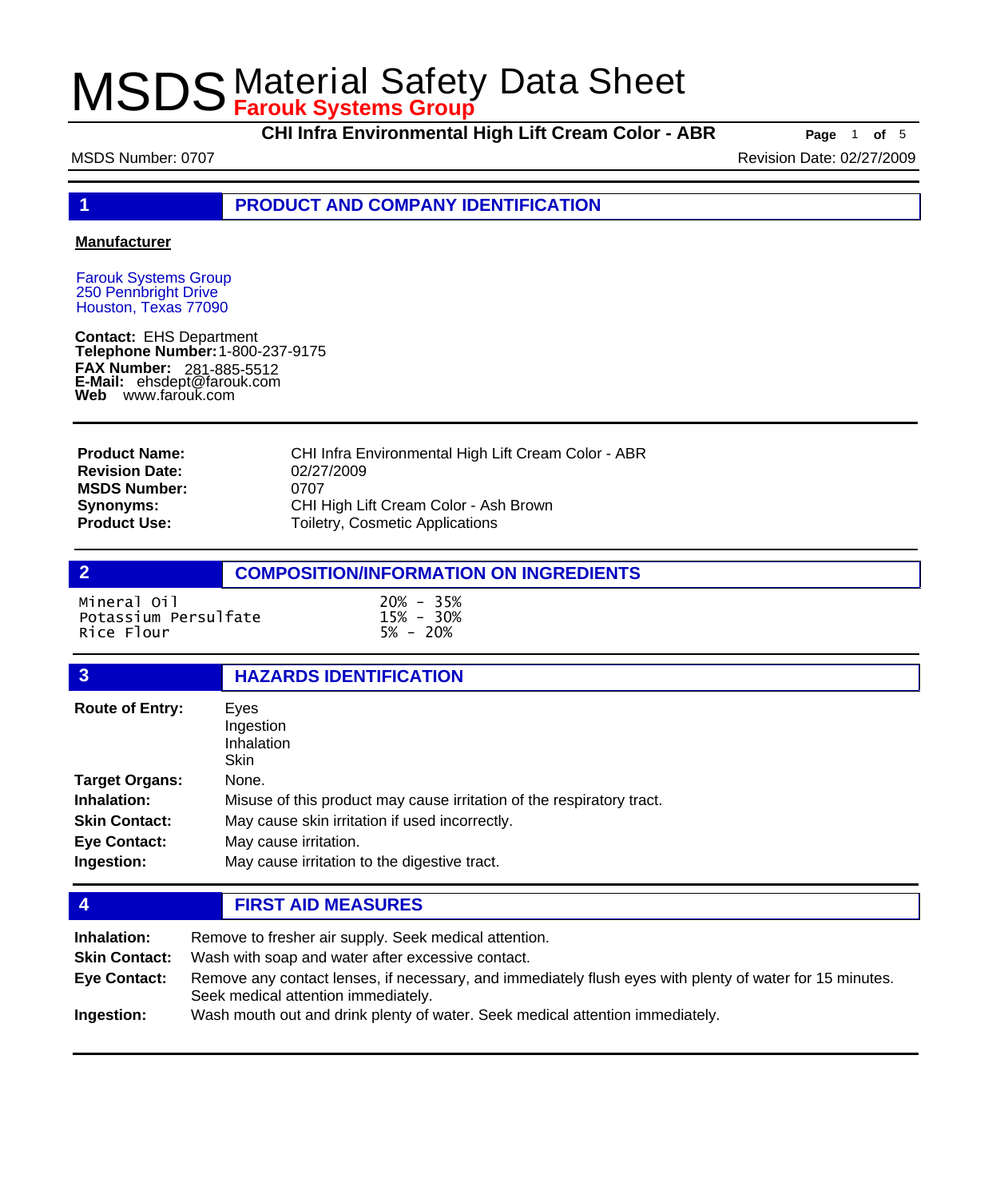# MSDS Material Safety Data Sheet

**Farouk Systems Group**

**CHI Infra Environmental High Lift Cream Color - ABR**

MSDS Number: 0707

Revision Date: 02/27/2009

## 1 PRODUCT AND COMPANY IDENTIFICATION

**Manufacturer**

Farouk Systems Group
250 Pennbright Drive
Houston, Texas 77090

**Contact:** EHS Department
**Telephone Number:** 1-800-237-9175
**FAX Number:** 281-885-5512
**E-Mail:** ehsdept@farouk.com
**Web** www.farouk.com

| | |
|---|---|
| **Product Name:** | CHI Infra Environmental High Lift Cream Color - ABR |
| **Revision Date:** | 02/27/2009 |
| **MSDS Number:** | 0707 |
| **Synonyms:** | CHI High Lift Cream Color - Ash Brown |
| **Product Use:** | Toiletry, Cosmetic Applications |

## 2 COMPOSITION/INFORMATION ON INGREDIENTS

| | |
|---|---|
| Mineral Oil | 20% - 35% |
| Potassium Persulfate | 15% - 30% |
| Rice Flour | 5% - 20% |

## 3 HAZARDS IDENTIFICATION

| | |
|---|---|
| **Route of Entry:** | Eyes<br>Ingestion<br>Inhalation<br>Skin |
| **Target Organs:** | None. |
| **Inhalation:** | Misuse of this product may cause irritation of the respiratory tract. |
| **Skin Contact:** | May cause skin irritation if used incorrectly. |
| **Eye Contact:** | May cause irritation. |
| **Ingestion:** | May cause irritation to the digestive tract. |

## 4 FIRST AID MEASURES

| | |
|---|---|
| **Inhalation:** | Remove to fresher air supply. Seek medical attention. |
| **Skin Contact:** | Wash with soap and water after excessive contact. |
| **Eye Contact:** | Remove any contact lenses, if necessary, and immediately flush eyes with plenty of water for 15 minutes. Seek medical attention immediately. |
| **Ingestion:** | Wash mouth out and drink plenty of water. Seek medical attention immediately. |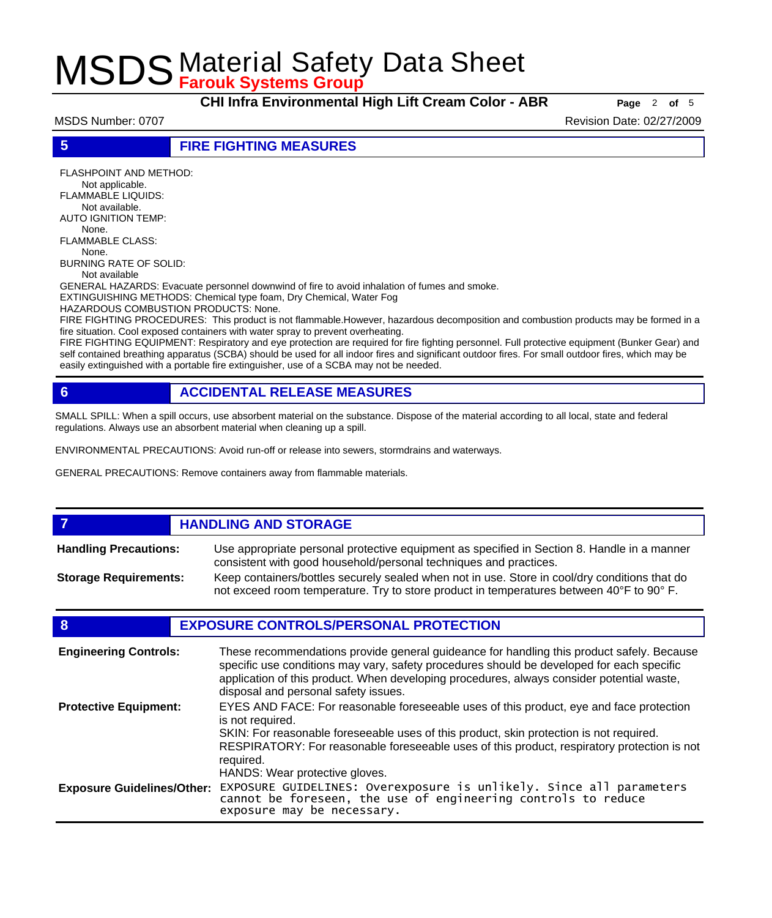## 5 FIRE FIGHTING MEASURES

FLASHPOINT AND METHOD:
Not applicable.
FLAMMABLE LIQUIDS:
Not available.
AUTO IGNITION TEMP:
None.
FLAMMABLE CLASS:
None.
BURNING RATE OF SOLID:
Not available

GENERAL HAZARDS: Evacuate personnel downwind of fire to avoid inhalation of fumes and smoke.
EXTINGUISHING METHODS: Chemical type foam, Dry Chemical, Water Fog
HAZARDOUS COMBUSTION PRODUCTS: None.
FIRE FIGHTING PROCEDURES: This product is not flammable.However, hazardous decomposition and combustion products may be formed in a fire situation. Cool exposed containers with water spray to prevent overheating.
FIRE FIGHTING EQUIPMENT: Respiratory and eye protection are required for fire fighting personnel. Full protective equipment (Bunker Gear) and self contained breathing apparatus (SCBA) should be used for all indoor fires and significant outdoor fires. For small outdoor fires, which may be easily extinguished with a portable fire extinguisher, use of a SCBA may not be needed.

## 6 ACCIDENTAL RELEASE MEASURES

SMALL SPILL: When a spill occurs, use absorbent material on the substance. Dispose of the material according to all local, state and federal regulations. Always use an absorbent material when cleaning up a spill.

ENVIRONMENTAL PRECAUTIONS: Avoid run-off or release into sewers, stormdrains and waterways.

GENERAL PRECAUTIONS: Remove containers away from flammable materials.

## 7 HANDLING AND STORAGE

**Handling Precautions:** Use appropriate personal protective equipment as specified in Section 8. Handle in a manner consistent with good household/personal techniques and practices.

**Storage Requirements:** Keep containers/bottles securely sealed when not in use. Store in cool/dry conditions that do not exceed room temperature. Try to store product in temperatures between 40°F to 90° F.

## 8 EXPOSURE CONTROLS/PERSONAL PROTECTION

**Engineering Controls:** These recommendations provide general guideance for handling this product safely. Because specific use conditions may vary, safety procedures should be developed for each specific application of this product. When developing procedures, always consider potential waste, disposal and personal safety issues.

**Protective Equipment:** EYES AND FACE: For reasonable foreseeable uses of this product, eye and face protection is not required.
SKIN: For reasonable foreseeable uses of this product, skin protection is not required.
RESPIRATORY: For reasonable foreseeable uses of this product, respiratory protection is not required.
HANDS: Wear protective gloves.

**Exposure Guidelines/Other:** EXPOSURE GUIDELINES: Overexposure is unlikely. Since all parameters cannot be foreseen, the use of engineering controls to reduce exposure may be necessary.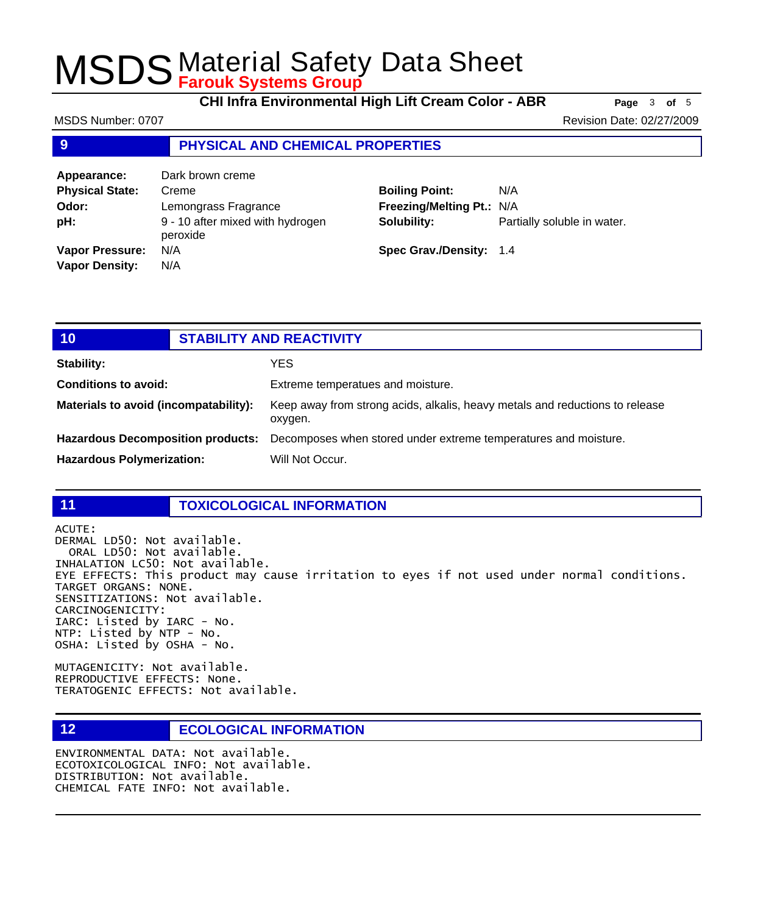## 9 PHYSICAL AND CHEMICAL PROPERTIES

| | | | |
|---|---|---|---|
| **Appearance:** | Dark brown creme | | |
| **Physical State:** | Creme | **Boiling Point:** | N/A |
| **Odor:** | Lemongrass Fragrance | **Freezing/Melting Pt.:** | N/A |
| **pH:** | 9 - 10 after mixed with hydrogen peroxide | **Solubility:** | Partially soluble in water. |
| **Vapor Pressure:** | N/A | **Spec Grav./Density:** | 1.4 |
| **Vapor Density:** | N/A | | |

## 10 STABILITY AND REACTIVITY

**Stability:** YES

**Conditions to avoid:** Extreme temperatues and moisture.

**Materials to avoid (incompatability):** Keep away from strong acids, alkalis, heavy metals and reductions to release oxygen.

**Hazardous Decomposition products:** Decomposes when stored under extreme temperatures and moisture.

**Hazardous Polymerization:** Will Not Occur.

## 11 TOXICOLOGICAL INFORMATION

ACUTE:
DERMAL LD50: Not available.
ORAL LD50: Not available.
INHALATION LC50: Not available.
EYE EFFECTS: This product may cause irritation to eyes if not used under normal conditions.
TARGET ORGANS: NONE.
SENSITIZATIONS: Not available.
CARCINOGENICITY:
IARC: Listed by IARC - No.
NTP: Listed by NTP - No.
OSHA: Listed by OSHA - No.

MUTAGENICITY: Not available.
REPRODUCTIVE EFFECTS: None.
TERATOGENIC EFFECTS: Not available.

## 12 ECOLOGICAL INFORMATION

ENVIRONMENTAL DATA: Not available.
ECOTOXICOLOGICAL INFO: Not available.
DISTRIBUTION: Not available.
CHEMICAL FATE INFO: Not available.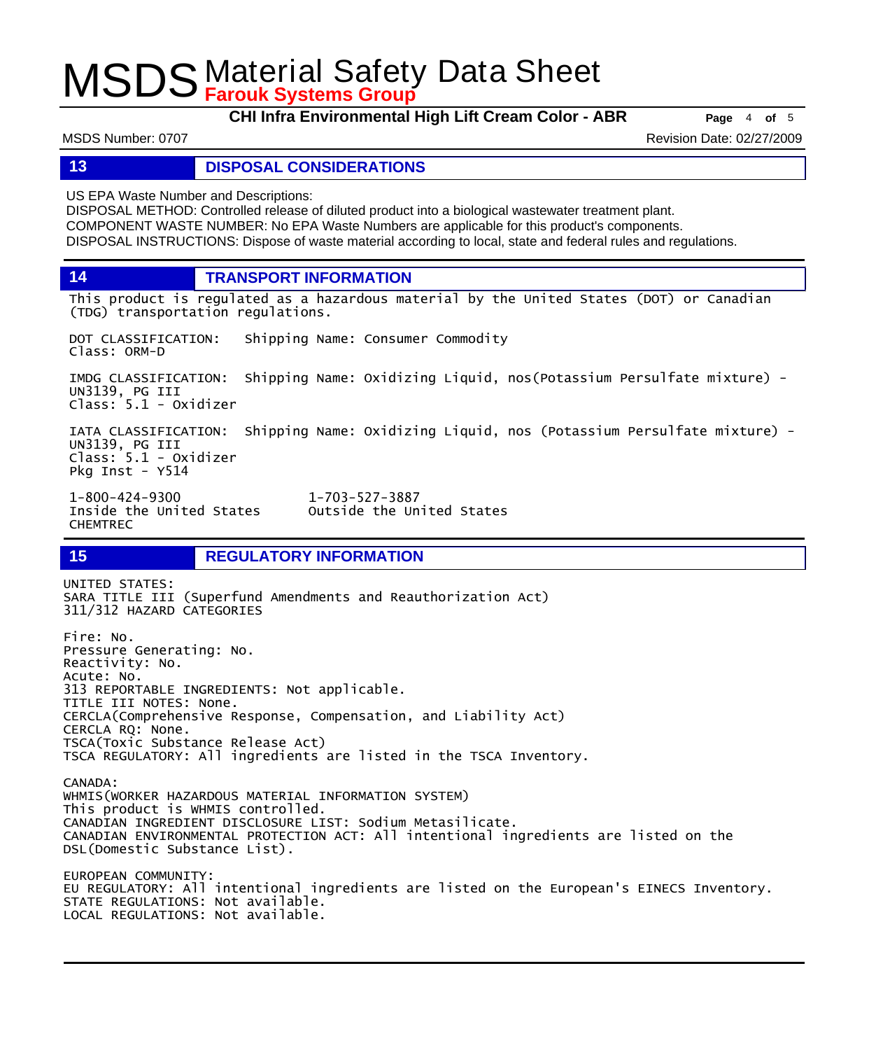## 13 DISPOSAL CONSIDERATIONS

US EPA Waste Number and Descriptions:
DISPOSAL METHOD: Controlled release of diluted product into a biological wastewater treatment plant.
COMPONENT WASTE NUMBER: No EPA Waste Numbers are applicable for this product's components.
DISPOSAL INSTRUCTIONS: Dispose of waste material according to local, state and federal rules and regulations.

## 14 TRANSPORT INFORMATION

This product is regulated as a hazardous material by the United States (DOT) or Canadian (TDG) transportation regulations.

DOT CLASSIFICATION: Shipping Name: Consumer Commodity
Class: ORM-D

IMDG CLASSIFICATION: Shipping Name: Oxidizing Liquid, nos(Potassium Persulfate mixture) - UN3139, PG III
Class: 5.1 - Oxidizer

IATA CLASSIFICATION: Shipping Name: Oxidizing Liquid, nos (Potassium Persulfate mixture) - UN3139, PG III
Class: 5.1 - Oxidizer
Pkg Inst - Y514

1-800-424-9300 Inside the United States
1-703-527-3887 Outside the United States
CHEMTREC

## 15 REGULATORY INFORMATION

UNITED STATES:
SARA TITLE III (Superfund Amendments and Reauthorization Act)
311/312 HAZARD CATEGORIES

Fire: No.
Pressure Generating: No.
Reactivity: No.
Acute: No.
313 REPORTABLE INGREDIENTS: Not applicable.
TITLE III NOTES: None.
CERCLA(Comprehensive Response, Compensation, and Liability Act)
CERCLA RQ: None.
TSCA(Toxic Substance Release Act)
TSCA REGULATORY: All ingredients are listed in the TSCA Inventory.

CANADA:
WHMIS(WORKER HAZARDOUS MATERIAL INFORMATION SYSTEM)
This product is WHMIS controlled.
CANADIAN INGREDIENT DISCLOSURE LIST: Sodium Metasilicate.
CANADIAN ENVIRONMENTAL PROTECTION ACT: All intentional ingredients are listed on the DSL(Domestic Substance List).

EUROPEAN COMMUNITY:
EU REGULATORY: All intentional ingredients are listed on the European's EINECS Inventory.
STATE REGULATIONS: Not available.
LOCAL REGULATIONS: Not available.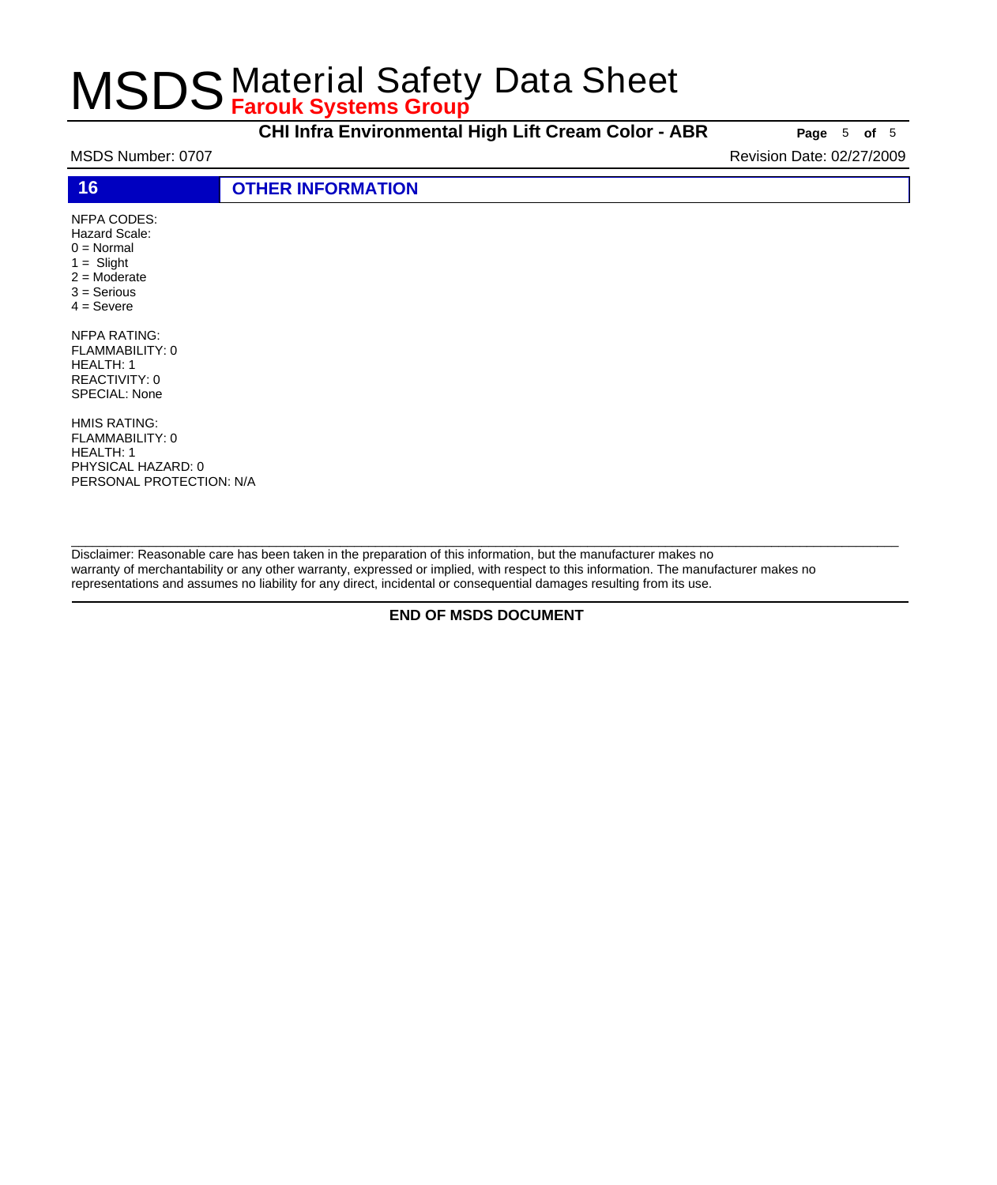## 16 OTHER INFORMATION

NFPA CODES:
Hazard Scale:
0 = Normal
1 = Slight
2 = Moderate
3 = Serious
4 = Severe

NFPA RATING:
FLAMMABILITY: 0
HEALTH: 1
REACTIVITY: 0
SPECIAL: None

HMIS RATING:
FLAMMABILITY: 0
HEALTH: 1
PHYSICAL HAZARD: 0
PERSONAL PROTECTION: N/A

---

Disclaimer: Reasonable care has been taken in the preparation of this information, but the manufacturer makes no warranty of merchantability or any other warranty, expressed or implied, with respect to this information. The manufacturer makes no representations and assumes no liability for any direct, incidental or consequential damages resulting from its use.

---

**END OF MSDS DOCUMENT**